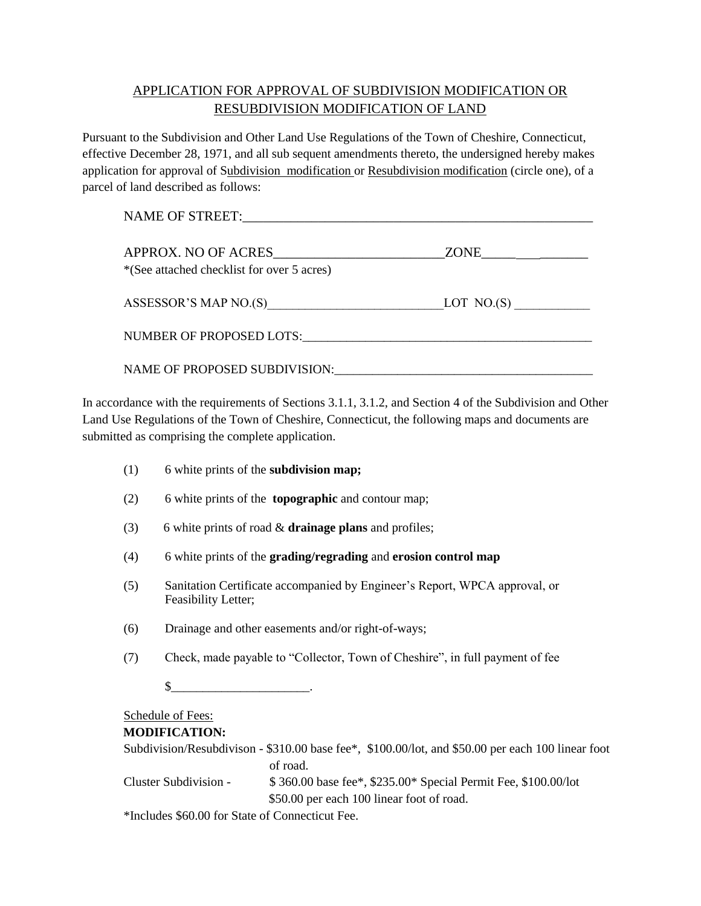# APPLICATION FOR APPROVAL OF SUBDIVISION MODIFICATION OR RESUBDIVISION MODIFICATION OF LAND

Pursuant to the Subdivision and Other Land Use Regulations of the Town of Cheshire, Connecticut, effective December 28, 1971, and all sub sequent amendments thereto, the undersigned hereby makes application for approval of Subdivision modification or Resubdivision modification (circle one), of a parcel of land described as follows:

NAME OF STREET:______________________________________________________

APPROX. NO OF ACRES_________________________ZONE_______________
*(See attached checklist for over 5 acres)

ASSESSOR'S MAP NO.(S)____________________________LOT NO.(S) ____________

NUMBER OF PROPOSED LOTS:_______________________________________________

NAME OF PROPOSED SUBDIVISION:_________________________________________

In accordance with the requirements of Sections 3.1.1, 3.1.2, and Section 4 of the Subdivision and Other Land Use Regulations of the Town of Cheshire, Connecticut, the following maps and documents are submitted as comprising the complete application.

(1) 6 white prints of the **subdivision map;**

(2) 6 white prints of the **topographic** and contour map;

(3) 6 white prints of road & **drainage plans** and profiles;

(4) 6 white prints of the **grading/regrading** and **erosion control map**

(5) Sanitation Certificate accompanied by Engineer's Report, WPCA approval, or Feasibility Letter;

(6) Drainage and other easements and/or right-of-ways;

(7) Check, made payable to "Collector, Town of Cheshire", in full payment of fee

$_____________________.

Schedule of Fees:

**MODIFICATION:**

Subdivision/Resubdivison - $310.00 base fee*, $100.00/lot, and $50.00 per each 100 linear foot of road.

Cluster Subdivision - $ 360.00 base fee*, $235.00* Special Permit Fee, $100.00/lot $50.00 per each 100 linear foot of road.

*Includes $60.00 for State of Connecticut Fee.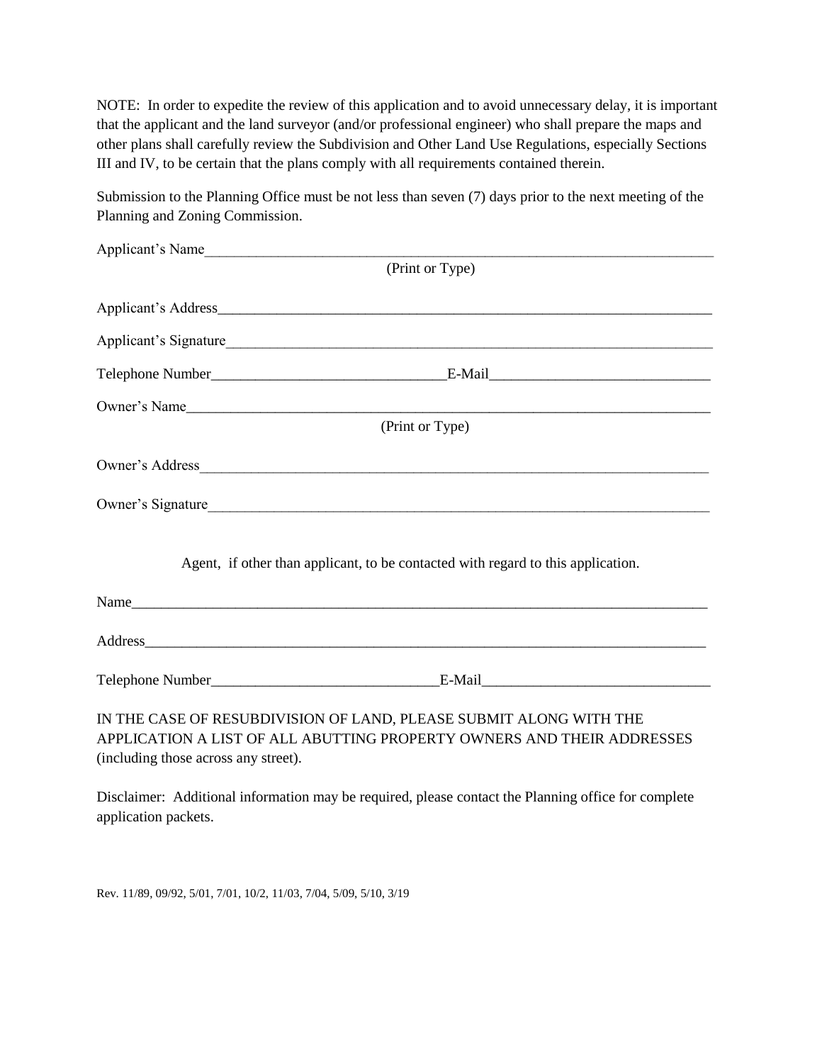NOTE: In order to expedite the review of this application and to avoid unnecessary delay, it is important that the applicant and the land surveyor (and/or professional engineer) who shall prepare the maps and other plans shall carefully review the Subdivision and Other Land Use Regulations, especially Sections III and IV, to be certain that the plans comply with all requirements contained therein.

Submission to the Planning Office must be not less than seven (7) days prior to the next meeting of the Planning and Zoning Commission.

Applicant's Name\_\_\_\_\_\_\_\_\_\_\_\_\_\_\_\_\_\_\_\_\_\_\_\_\_\_\_\_\_\_\_\_\_\_\_\_\_\_\_\_\_\_\_\_\_\_\_\_\_\_\_\_\_\_\_\_\_\_\_\_
(Print or Type)

Applicant's Address\_\_\_\_\_\_\_\_\_\_\_\_\_\_\_\_\_\_\_\_\_\_\_\_\_\_\_\_\_\_\_\_\_\_\_\_\_\_\_\_\_\_\_\_\_\_\_\_\_\_\_\_\_\_\_\_

Applicant's Signature\_\_\_\_\_\_\_\_\_\_\_\_\_\_\_\_\_\_\_\_\_\_\_\_\_\_\_\_\_\_\_\_\_\_\_\_\_\_\_\_\_\_\_\_\_\_\_\_\_\_\_\_\_\_\_

Telephone Number\_\_\_\_\_\_\_\_\_\_\_\_\_\_\_\_\_\_\_\_\_\_\_\_\_\_\_E-Mail\_\_\_\_\_\_\_\_\_\_\_\_\_\_\_\_\_\_\_\_\_\_\_\_\_

Owner's Name\_\_\_\_\_\_\_\_\_\_\_\_\_\_\_\_\_\_\_\_\_\_\_\_\_\_\_\_\_\_\_\_\_\_\_\_\_\_\_\_\_\_\_\_\_\_\_\_\_\_\_\_\_\_\_\_\_\_\_\_\_
(Print or Type)

Owner's Address\_\_\_\_\_\_\_\_\_\_\_\_\_\_\_\_\_\_\_\_\_\_\_\_\_\_\_\_\_\_\_\_\_\_\_\_\_\_\_\_\_\_\_\_\_\_\_\_\_\_\_\_\_\_\_\_\_\_\_

Owner's Signature\_\_\_\_\_\_\_\_\_\_\_\_\_\_\_\_\_\_\_\_\_\_\_\_\_\_\_\_\_\_\_\_\_\_\_\_\_\_\_\_\_\_\_\_\_\_\_\_\_\_\_\_\_\_\_\_\_\_

Agent, if other than applicant, to be contacted with regard to this application.

Name\_\_\_\_\_\_\_\_\_\_\_\_\_\_\_\_\_\_\_\_\_\_\_\_\_\_\_\_\_\_\_\_\_\_\_\_\_\_\_\_\_\_\_\_\_\_\_\_\_\_\_\_\_\_\_\_\_\_\_\_\_\_\_\_\_\_\_\_

Address\_\_\_\_\_\_\_\_\_\_\_\_\_\_\_\_\_\_\_\_\_\_\_\_\_\_\_\_\_\_\_\_\_\_\_\_\_\_\_\_\_\_\_\_\_\_\_\_\_\_\_\_\_\_\_\_\_\_\_\_\_\_\_\_\_\_

Telephone Number\_\_\_\_\_\_\_\_\_\_\_\_\_\_\_\_\_\_\_\_\_\_\_\_\_\_\_E-Mail\_\_\_\_\_\_\_\_\_\_\_\_\_\_\_\_\_\_\_\_\_\_\_\_\_\_

IN THE CASE OF RESUBDIVISION OF LAND, PLEASE SUBMIT ALONG WITH THE APPLICATION A LIST OF ALL ABUTTING PROPERTY OWNERS AND THEIR ADDRESSES (including those across any street).

Disclaimer: Additional information may be required, please contact the Planning office for complete application packets.

Rev. 11/89, 09/92, 5/01, 7/01, 10/2, 11/03, 7/04, 5/09, 5/10, 3/19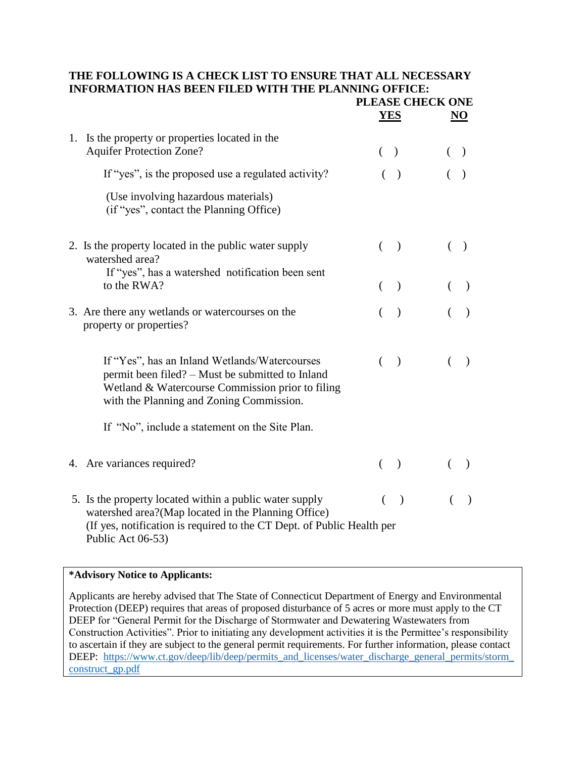**THE FOLLOWING IS A CHECK LIST TO ENSURE THAT ALL NECESSARY INFORMATION HAS BEEN FILED WITH THE PLANNING OFFICE:**

| | PLEASE CHECK ONE | |
|---|---|---|
| | **YES** | **NO** |
| 1. Is the property or properties located in the Aquifer Protection Zone? | ( ) | ( ) |
| If "yes", is the proposed use a regulated activity? | ( ) | ( ) |
| (Use involving hazardous materials) (if "yes", contact the Planning Office) | | |
| 2. Is the property located in the public water supply watershed area? | ( ) | ( ) |
| If "yes", has a watershed notification been sent to the RWA? | ( ) | ( ) |
| 3. Are there any wetlands or watercourses on the property or properties? | ( ) | ( ) |
| If "Yes", has an Inland Wetlands/Watercourses permit been filed? – Must be submitted to Inland Wetland & Watercourse Commission prior to filing with the Planning and Zoning Commission. | ( ) | ( ) |
| If "No", include a statement on the Site Plan. | | |
| 4. Are variances required? | ( ) | ( ) |
| 5. Is the property located within a public water supply watershed area?(Map located in the Planning Office) (If yes, notification is required to the CT Dept. of Public Health per Public Act 06-53) | ( ) | ( ) |

**\*Advisory Notice to Applicants:**

Applicants are hereby advised that The State of Connecticut Department of Energy and Environmental Protection (DEEP) requires that areas of proposed disturbance of 5 acres or more must apply to the CT DEEP for "General Permit for the Discharge of Stormwater and Dewatering Wastewaters from Construction Activities". Prior to initiating any development activities it is the Permittee's responsibility to ascertain if they are subject to the general permit requirements. For further information, please contact DEEP: https://www.ct.gov/deep/lib/deep/permits_and_licenses/water_discharge_general_permits/storm_construct_gp.pdf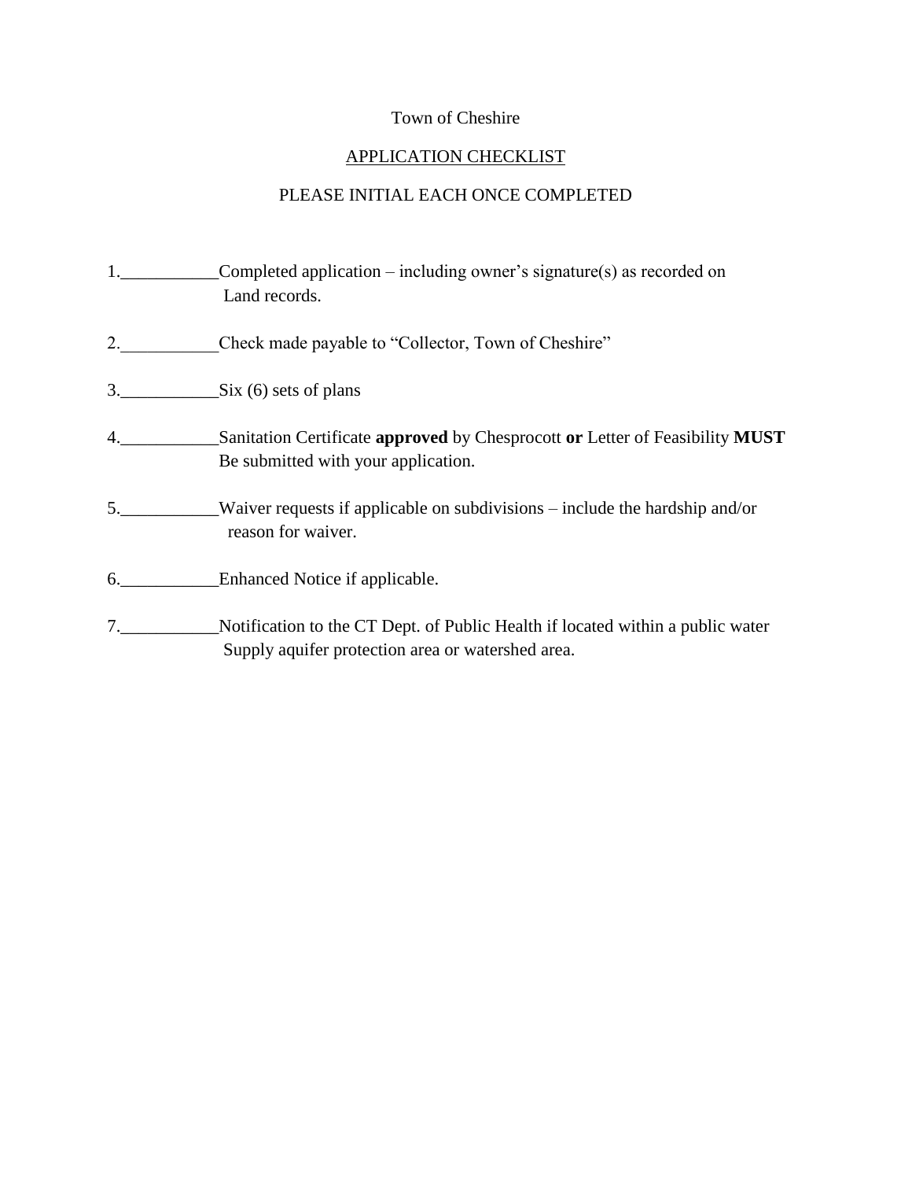Town of Cheshire

APPLICATION CHECKLIST

PLEASE INITIAL EACH ONCE COMPLETED

1.___________Completed application – including owner's signature(s) as recorded on Land records.

2.___________Check made payable to "Collector, Town of Cheshire"

3.___________Six (6) sets of plans

4.___________Sanitation Certificate **approved** by Chesprocott **or** Letter of Feasibility **MUST** Be submitted with your application.

5.___________Waiver requests if applicable on subdivisions – include the hardship and/or reason for waiver.

6.___________Enhanced Notice if applicable.

7.___________Notification to the CT Dept. of Public Health if located within a public water Supply aquifer protection area or watershed area.